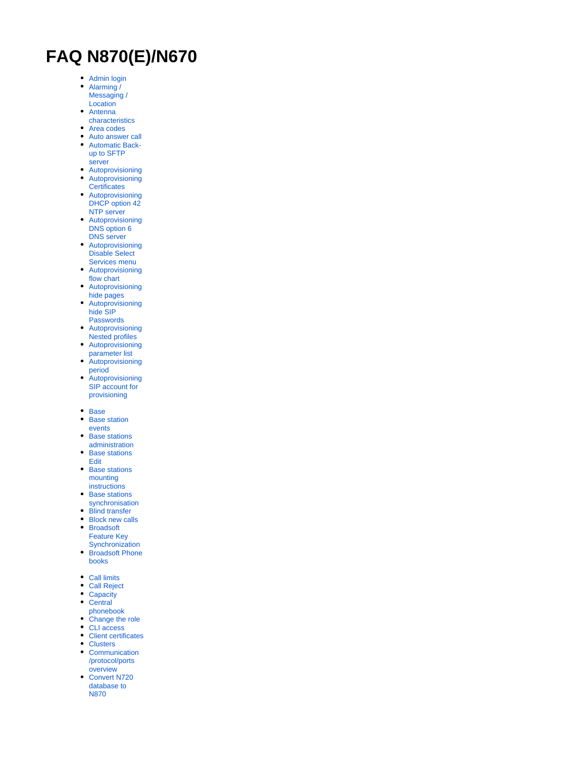# FAQ N870(E)/N670

- Admin login
- Alarming / Messaging / Location
- Antenna characteristics
- Area codes
- Auto answer call
- Automatic Back-up to SFTP server
- Autoprovisioning
- Autoprovisioning Certificates
- Autoprovisioning DHCP option 42 NTP server
- Autoprovisioning DNS option 6 DNS server
- Autoprovisioning Disable Select Services menu
- Autoprovisioning flow chart
- Autoprovisioning hide pages
- Autoprovisioning hide SIP Passwords
- Autoprovisioning Nested profiles
- Autoprovisioning parameter list
- Autoprovisioning period
- Autoprovisioning SIP account for provisioning

- Base
- Base station events
- Base stations administration
- Base stations Edit
- Base stations mounting instructions
- Base stations synchronisation
- Blind transfer
- Block new calls
- Broadsoft Feature Key Synchronization
- Broadsoft Phone books

- Call limits
- Call Reject
- Capacity
- Central phonebook
- Change the role
- CLI access
- Client certificates
- Clusters
- Communication /protocol/ports overview
- Convert N720 database to N870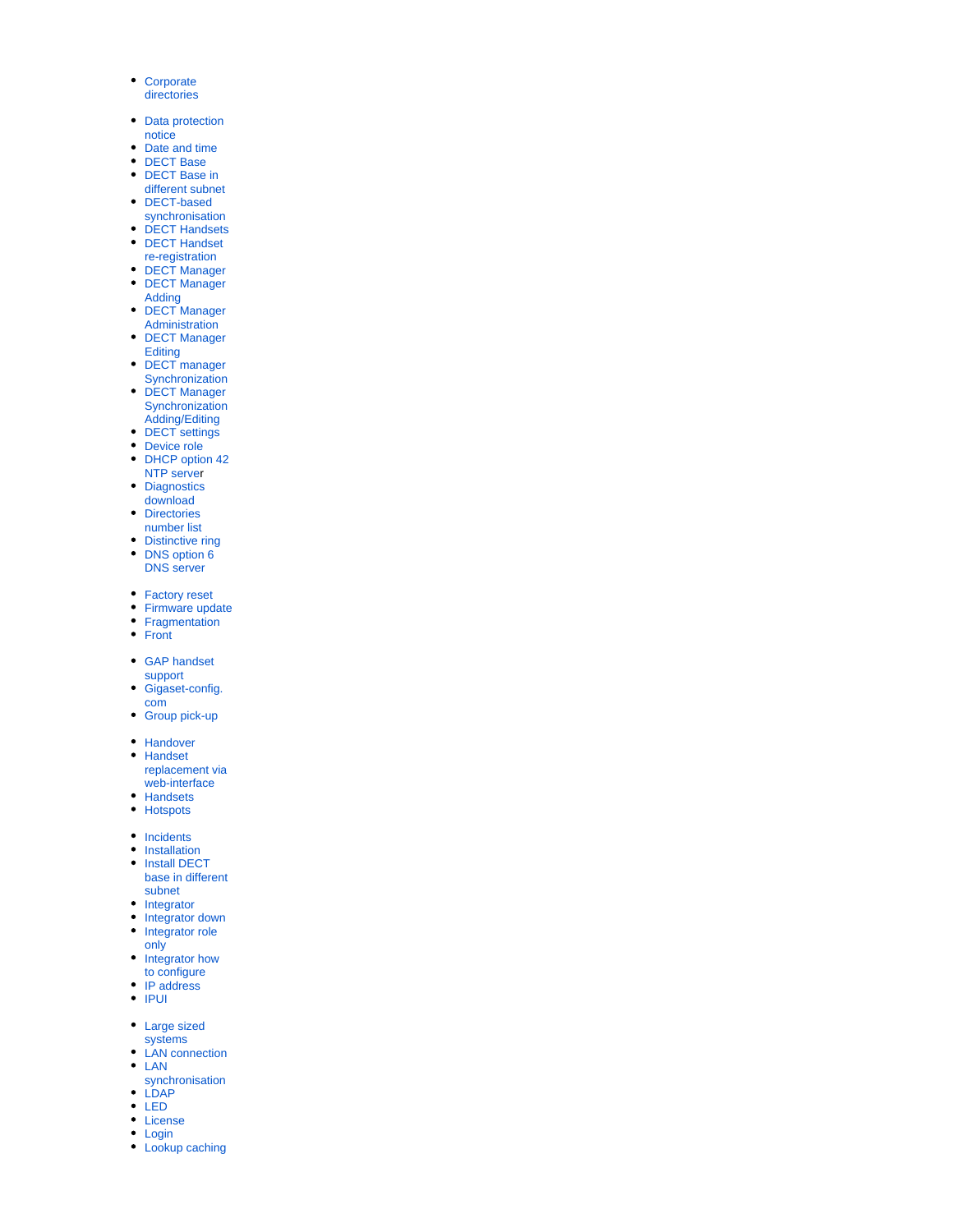- Corporate directories

- Data protection notice
- Date and time
- DECT Base
- DECT Base in different subnet
- DECT-based synchronisation
- DECT Handsets
- DECT Handset re-registration
- DECT Manager
- DECT Manager Adding
- DECT Manager Administration
- DECT Manager Editing
- DECT manager Synchronization
- DECT Manager Synchronization Adding/Editing
- DECT settings
- Device role
- DHCP option 42 NTP server
- Diagnostics download
- Directories number list
- Distinctive ring
- DNS option 6 DNS server

- Factory reset
- Firmware update
- Fragmentation
- Front

- GAP handset support
- Gigaset-config.com
- Group pick-up

- Handover
- Handset replacement via web-interface
- Handsets
- Hotspots

- Incidents
- Installation
- Install DECT base in different subnet
- Integrator
- Integrator down
- Integrator role only
- Integrator how to configure
- IP address
- IPUI

- Large sized systems
- LAN connection
- LAN synchronisation
- LDAP
- LED
- License
- Login
- Lookup caching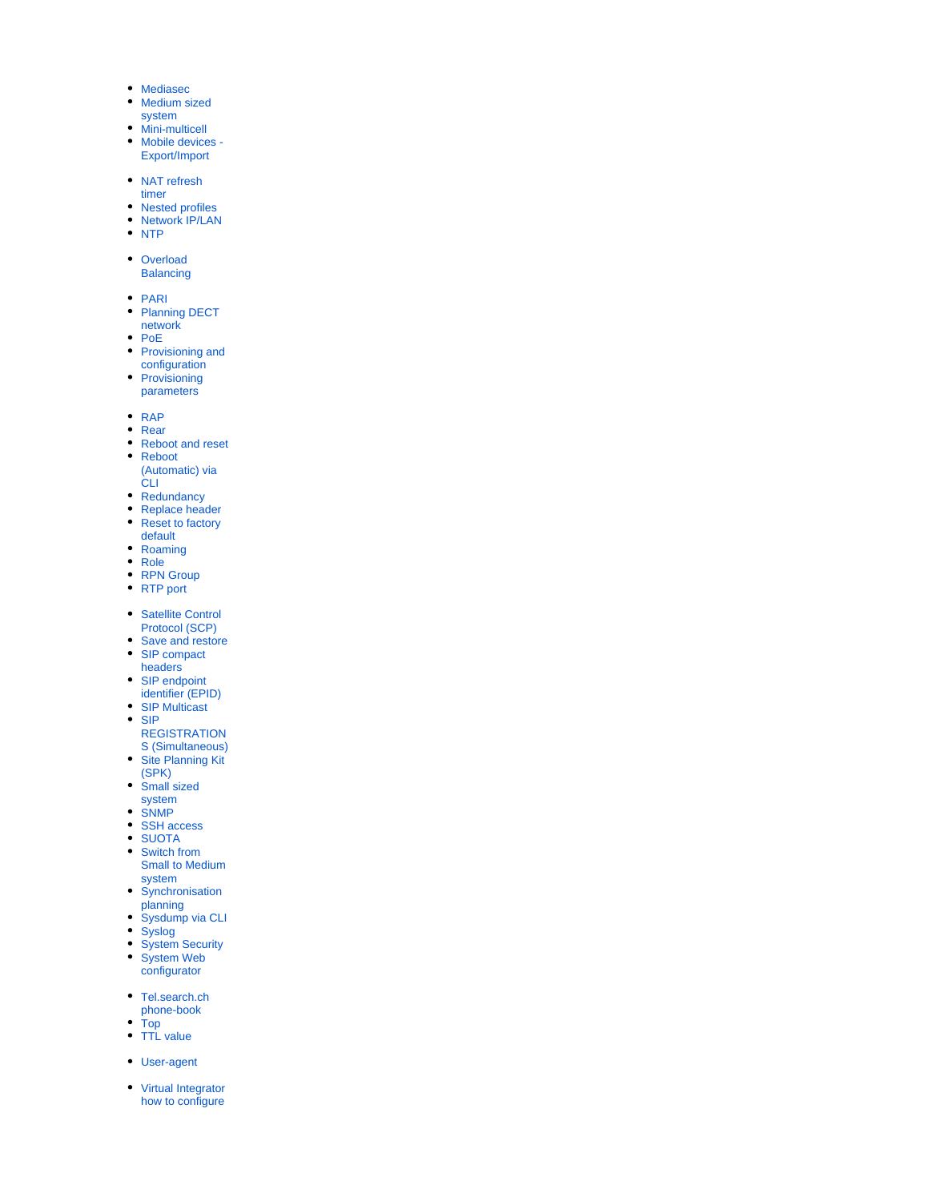- Mediasec
- Medium sized system
- Mini-multicell
- Mobile devices - Export/Import

- NAT refresh timer
- Nested profiles
- Network IP/LAN
- NTP

- Overload Balancing

- PARI
- Planning DECT network
- PoE
- Provisioning and configuration
- Provisioning parameters

- RAP
- Rear
- Reboot and reset
- Reboot (Automatic) via CLI
- Redundancy
- Replace header
- Reset to factory default
- Roaming
- Role
- RPN Group
- RTP port

- Satellite Control Protocol (SCP)
- Save and restore
- SIP compact headers
- SIP endpoint identifier (EPID)
- SIP Multicast
- SIP REGISTRATIONS (Simultaneous)
- Site Planning Kit (SPK)
- Small sized system
- SNMP
- SSH access
- SUOTA
- Switch from Small to Medium system
- Synchronisation planning
- Sysdump via CLI
- Syslog
- System Security
- System Web configurator

- Tel.search.ch phone-book
- Top
- TTL value

- User-agent

- Virtual Integrator how to configure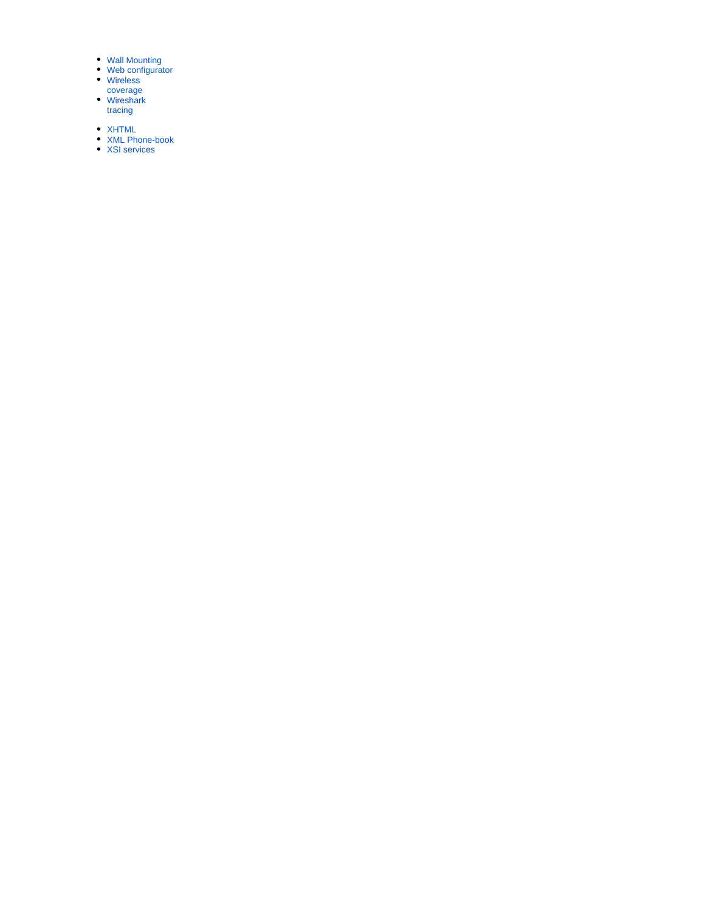- Wall Mounting
- Web configurator
- Wireless coverage
- Wireshark tracing

- XHTML
- XML Phone-book
- XSI services